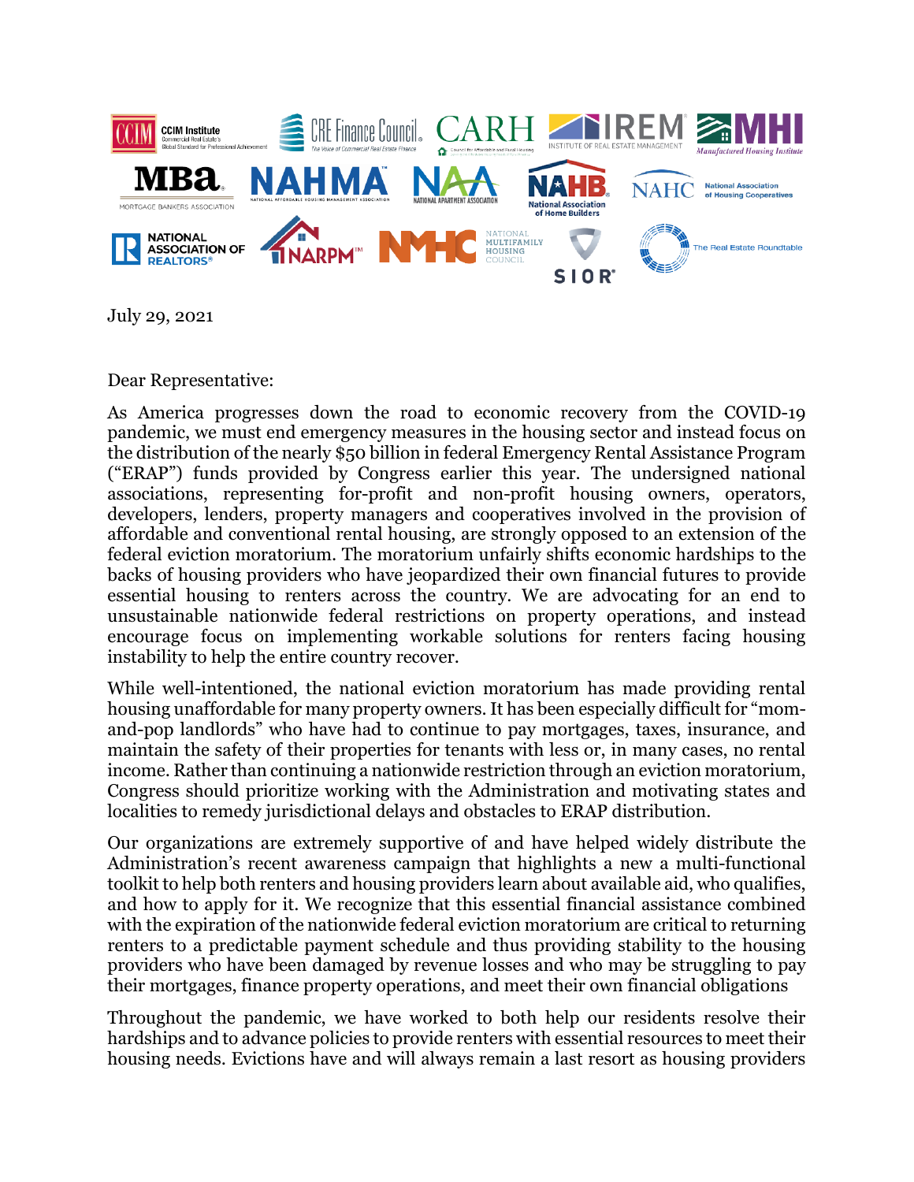July 29, 2021

Dear Representative:

As America progresses down the road to economic recovery from the COVID-19 pandemic, we must end emergency measures in the housing sector and instead focus on the distribution of the nearly $50 billion in federal Emergency Rental Assistance Program ("ERAP") funds provided by Congress earlier this year. The undersigned national associations, representing for-profit and non-profit housing owners, operators, developers, lenders, property managers and cooperatives involved in the provision of affordable and conventional rental housing, are strongly opposed to an extension of the federal eviction moratorium. The moratorium unfairly shifts economic hardships to the backs of housing providers who have jeopardized their own financial futures to provide essential housing to renters across the country. We are advocating for an end to unsustainable nationwide federal restrictions on property operations, and instead encourage focus on implementing workable solutions for renters facing housing instability to help the entire country recover.

While well-intentioned, the national eviction moratorium has made providing rental housing unaffordable for many property owners. It has been especially difficult for "mom-and-pop landlords" who have had to continue to pay mortgages, taxes, insurance, and maintain the safety of their properties for tenants with less or, in many cases, no rental income. Rather than continuing a nationwide restriction through an eviction moratorium, Congress should prioritize working with the Administration and motivating states and localities to remedy jurisdictional delays and obstacles to ERAP distribution.

Our organizations are extremely supportive of and have helped widely distribute the Administration's recent awareness campaign that highlights a new a multi-functional toolkit to help both renters and housing providers learn about available aid, who qualifies, and how to apply for it. We recognize that this essential financial assistance combined with the expiration of the nationwide federal eviction moratorium are critical to returning renters to a predictable payment schedule and thus providing stability to the housing providers who have been damaged by revenue losses and who may be struggling to pay their mortgages, finance property operations, and meet their own financial obligations

Throughout the pandemic, we have worked to both help our residents resolve their hardships and to advance policies to provide renters with essential resources to meet their housing needs. Evictions have and will always remain a last resort as housing providers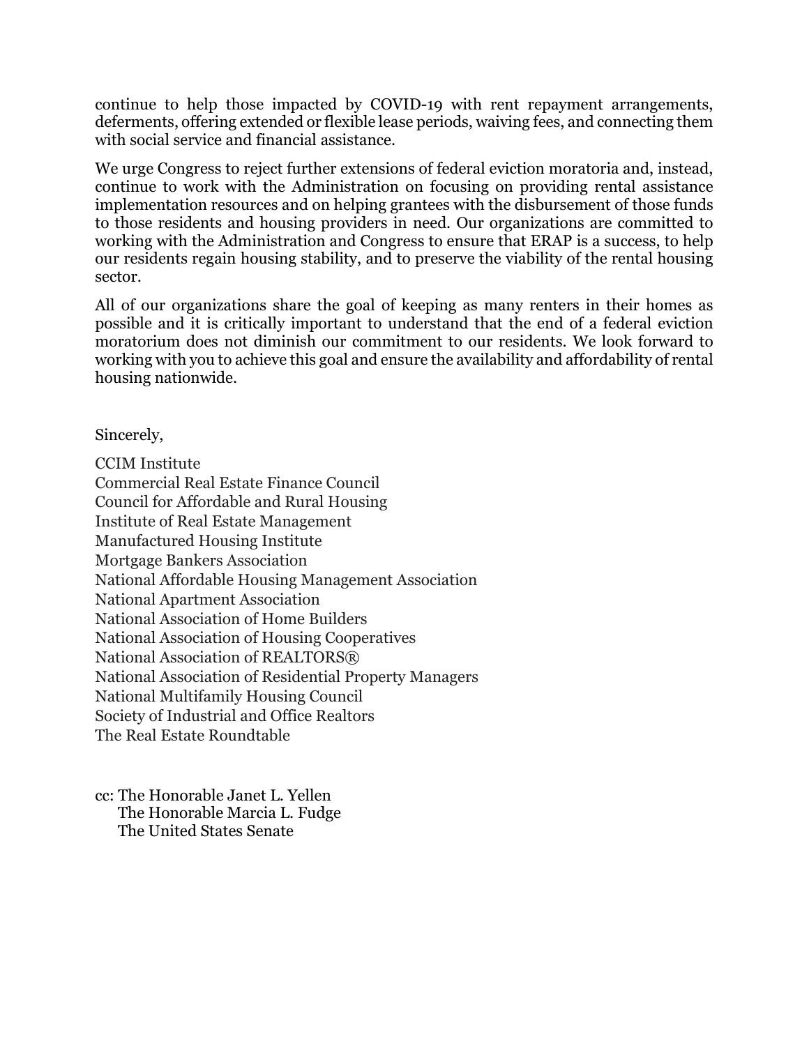continue to help those impacted by COVID-19 with rent repayment arrangements, deferments, offering extended or flexible lease periods, waiving fees, and connecting them with social service and financial assistance.

We urge Congress to reject further extensions of federal eviction moratoria and, instead, continue to work with the Administration on focusing on providing rental assistance implementation resources and on helping grantees with the disbursement of those funds to those residents and housing providers in need. Our organizations are committed to working with the Administration and Congress to ensure that ERAP is a success, to help our residents regain housing stability, and to preserve the viability of the rental housing sector.

All of our organizations share the goal of keeping as many renters in their homes as possible and it is critically important to understand that the end of a federal eviction moratorium does not diminish our commitment to our residents. We look forward to working with you to achieve this goal and ensure the availability and affordability of rental housing nationwide.

Sincerely,

CCIM Institute
Commercial Real Estate Finance Council
Council for Affordable and Rural Housing
Institute of Real Estate Management
Manufactured Housing Institute
Mortgage Bankers Association
National Affordable Housing Management Association
National Apartment Association
National Association of Home Builders
National Association of Housing Cooperatives
National Association of REALTORS®
National Association of Residential Property Managers
National Multifamily Housing Council
Society of Industrial and Office Realtors
The Real Estate Roundtable

cc: The Honorable Janet L. Yellen
The Honorable Marcia L. Fudge
The United States Senate